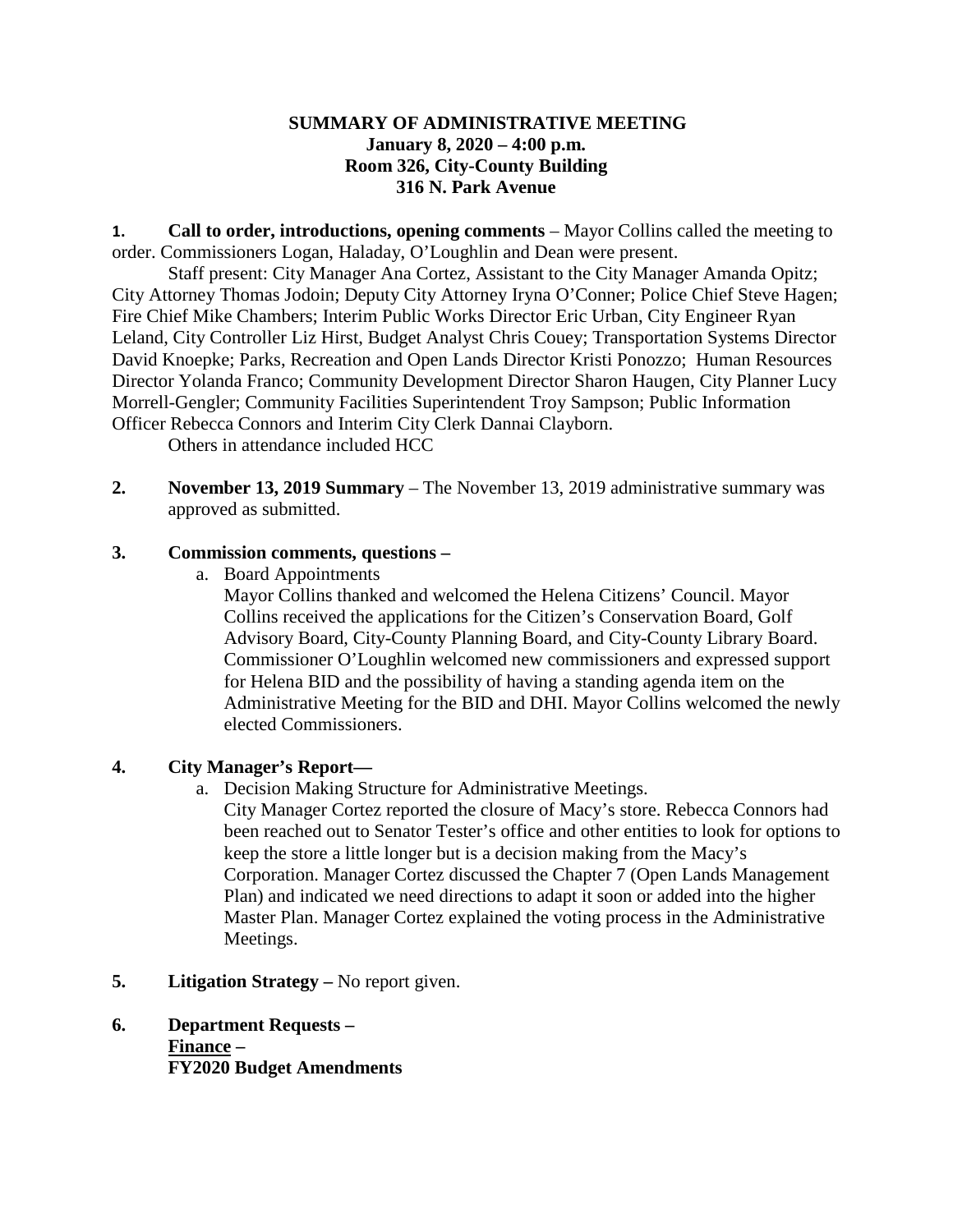**SUMMARY OF ADMINISTRATIVE MEETING**
**January 8, 2020 – 4:00 p.m.**
**Room 326, City-County Building**
**316 N. Park Avenue**

**1. Call to order, introductions, opening comments** – Mayor Collins called the meeting to order. Commissioners Logan, Haladay, O'Loughlin and Dean were present.

Staff present: City Manager Ana Cortez, Assistant to the City Manager Amanda Opitz; City Attorney Thomas Jodoin; Deputy City Attorney Iryna O'Conner; Police Chief Steve Hagen; Fire Chief Mike Chambers; Interim Public Works Director Eric Urban, City Engineer Ryan Leland, City Controller Liz Hirst, Budget Analyst Chris Couey; Transportation Systems Director David Knoepke; Parks, Recreation and Open Lands Director Kristi Ponozzo; Human Resources Director Yolanda Franco; Community Development Director Sharon Haugen, City Planner Lucy Morrell-Gengler; Community Facilities Superintendent Troy Sampson; Public Information Officer Rebecca Connors and Interim City Clerk Dannai Clayborn.

Others in attendance included HCC

**2. November 13, 2019 Summary** – The November 13, 2019 administrative summary was approved as submitted.

**3. Commission comments, questions –**

a. Board Appointments

Mayor Collins thanked and welcomed the Helena Citizens' Council. Mayor Collins received the applications for the Citizen's Conservation Board, Golf Advisory Board, City-County Planning Board, and City-County Library Board. Commissioner O'Loughlin welcomed new commissioners and expressed support for Helena BID and the possibility of having a standing agenda item on the Administrative Meeting for the BID and DHI. Mayor Collins welcomed the newly elected Commissioners.

**4. City Manager's Report—**

a. Decision Making Structure for Administrative Meetings.

City Manager Cortez reported the closure of Macy's store. Rebecca Connors had been reached out to Senator Tester's office and other entities to look for options to keep the store a little longer but is a decision making from the Macy's Corporation. Manager Cortez discussed the Chapter 7 (Open Lands Management Plan) and indicated we need directions to adapt it soon or added into the higher Master Plan. Manager Cortez explained the voting process in the Administrative Meetings.

**5. Litigation Strategy –** No report given.

**6. Department Requests –**
**Finance –**
**FY2020 Budget Amendments**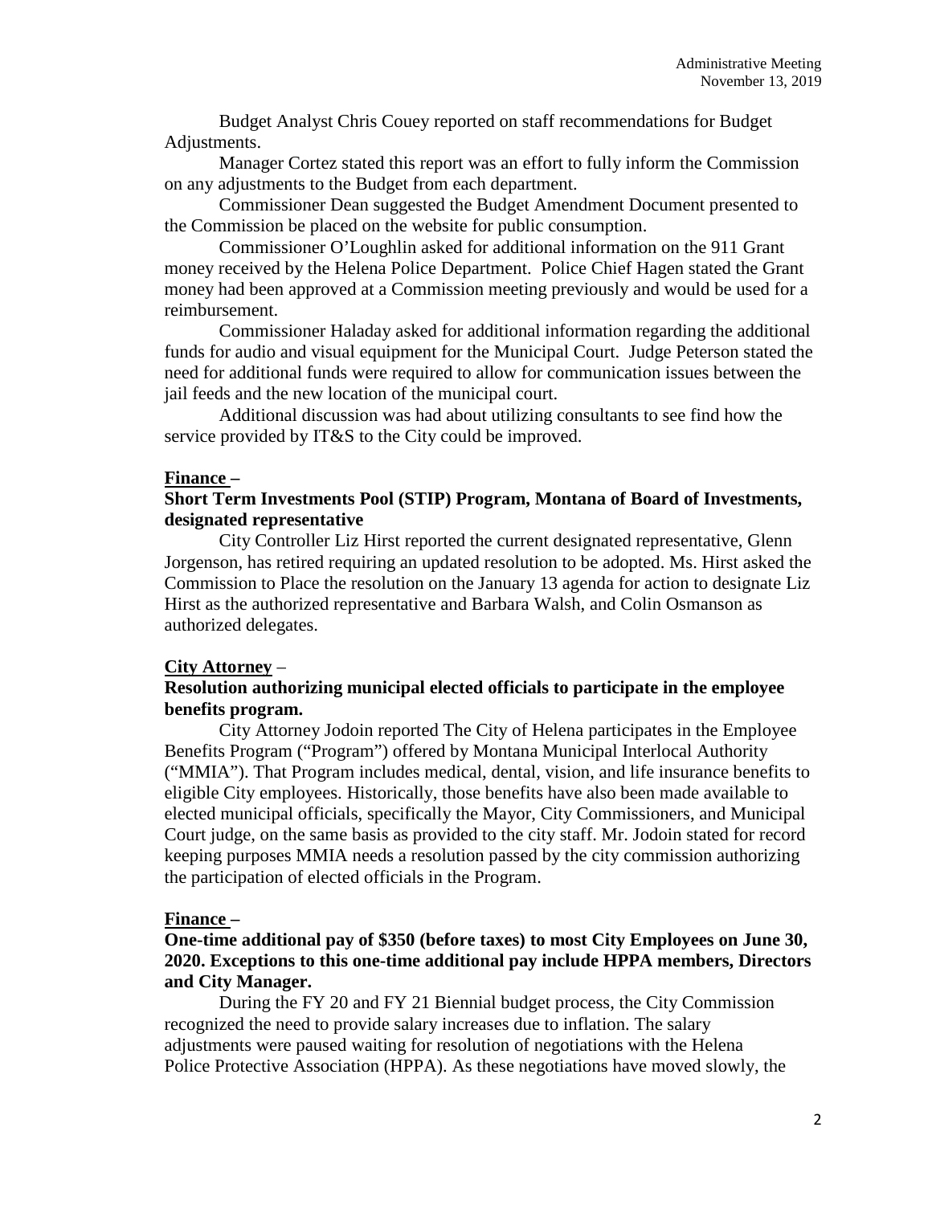Budget Analyst Chris Couey reported on staff recommendations for Budget Adjustments.

Manager Cortez stated this report was an effort to fully inform the Commission on any adjustments to the Budget from each department.

Commissioner Dean suggested the Budget Amendment Document presented to the Commission be placed on the website for public consumption.

Commissioner O'Loughlin asked for additional information on the 911 Grant money received by the Helena Police Department. Police Chief Hagen stated the Grant money had been approved at a Commission meeting previously and would be used for a reimbursement.

Commissioner Haladay asked for additional information regarding the additional funds for audio and visual equipment for the Municipal Court. Judge Peterson stated the need for additional funds were required to allow for communication issues between the jail feeds and the new location of the municipal court.

Additional discussion was had about utilizing consultants to see find how the service provided by IT&S to the City could be improved.

**<u>Finance</u> –**

**Short Term Investments Pool (STIP) Program, Montana of Board of Investments, designated representative**

City Controller Liz Hirst reported the current designated representative, Glenn Jorgenson, has retired requiring an updated resolution to be adopted. Ms. Hirst asked the Commission to Place the resolution on the January 13 agenda for action to designate Liz Hirst as the authorized representative and Barbara Walsh, and Colin Osmanson as authorized delegates.

**<u>City Attorney</u>** –

**Resolution authorizing municipal elected officials to participate in the employee benefits program.**

City Attorney Jodoin reported The City of Helena participates in the Employee Benefits Program ("Program") offered by Montana Municipal Interlocal Authority ("MMIA"). That Program includes medical, dental, vision, and life insurance benefits to eligible City employees. Historically, those benefits have also been made available to elected municipal officials, specifically the Mayor, City Commissioners, and Municipal Court judge, on the same basis as provided to the city staff. Mr. Jodoin stated for record keeping purposes MMIA needs a resolution passed by the city commission authorizing the participation of elected officials in the Program.

**<u>Finance</u> –**

**One-time additional pay of $350 (before taxes) to most City Employees on June 30, 2020. Exceptions to this one-time additional pay include HPPA members, Directors and City Manager.**

During the FY 20 and FY 21 Biennial budget process, the City Commission recognized the need to provide salary increases due to inflation. The salary adjustments were paused waiting for resolution of negotiations with the Helena Police Protective Association (HPPA). As these negotiations have moved slowly, the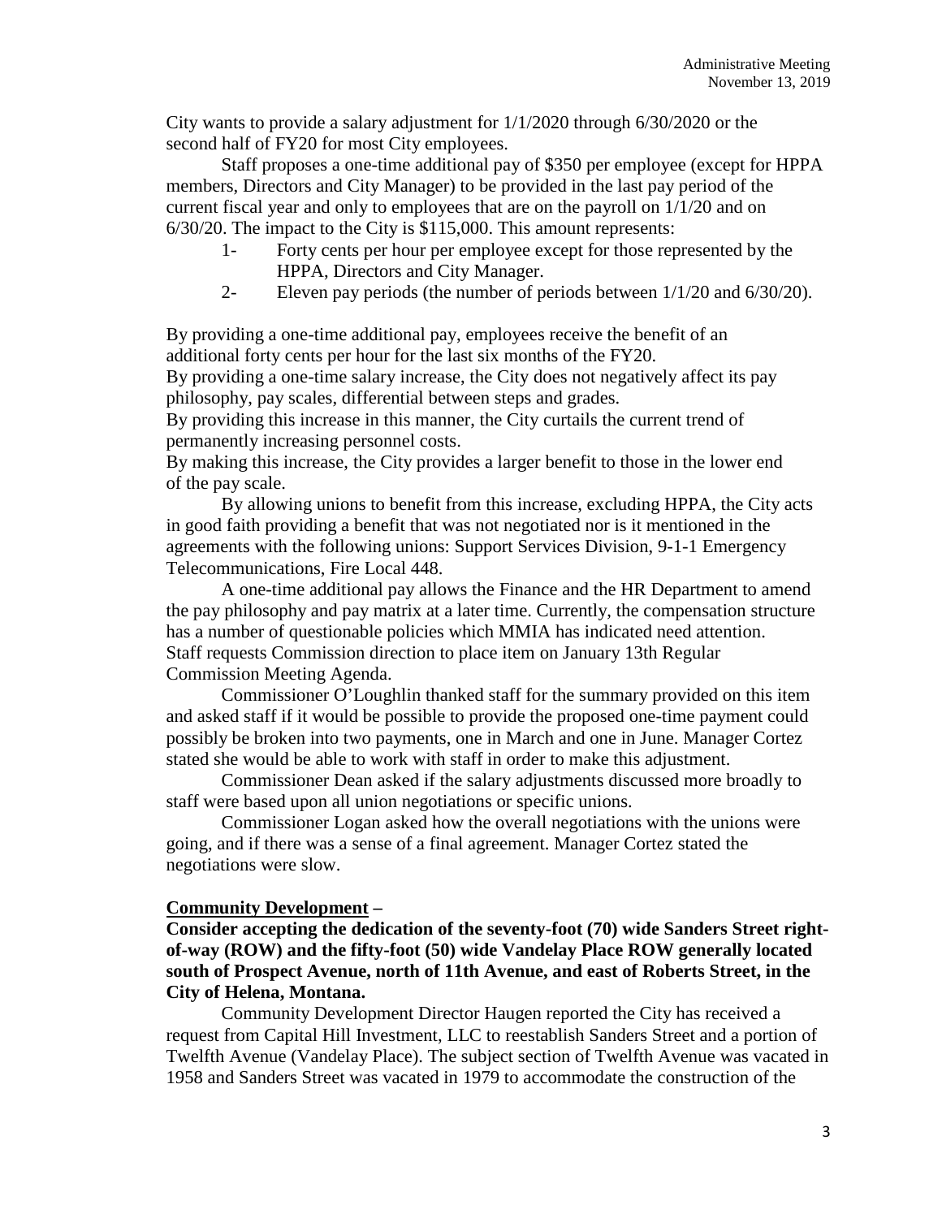City wants to provide a salary adjustment for 1/1/2020 through 6/30/2020 or the second half of FY20 for most City employees.

Staff proposes a one-time additional pay of $350 per employee (except for HPPA members, Directors and City Manager) to be provided in the last pay period of the current fiscal year and only to employees that are on the payroll on 1/1/20 and on 6/30/20. The impact to the City is $115,000. This amount represents:

1- Forty cents per hour per employee except for those represented by the HPPA, Directors and City Manager.
2- Eleven pay periods (the number of periods between 1/1/20 and 6/30/20).

By providing a one-time additional pay, employees receive the benefit of an additional forty cents per hour for the last six months of the FY20.
By providing a one-time salary increase, the City does not negatively affect its pay philosophy, pay scales, differential between steps and grades.
By providing this increase in this manner, the City curtails the current trend of permanently increasing personnel costs.
By making this increase, the City provides a larger benefit to those in the lower end of the pay scale.

By allowing unions to benefit from this increase, excluding HPPA, the City acts in good faith providing a benefit that was not negotiated nor is it mentioned in the agreements with the following unions: Support Services Division, 9-1-1 Emergency Telecommunications, Fire Local 448.

A one-time additional pay allows the Finance and the HR Department to amend the pay philosophy and pay matrix at a later time. Currently, the compensation structure has a number of questionable policies which MMIA has indicated need attention.
Staff requests Commission direction to place item on January 13th Regular Commission Meeting Agenda.

Commissioner O'Loughlin thanked staff for the summary provided on this item and asked staff if it would be possible to provide the proposed one-time payment could possibly be broken into two payments, one in March and one in June. Manager Cortez stated she would be able to work with staff in order to make this adjustment.

Commissioner Dean asked if the salary adjustments discussed more broadly to staff were based upon all union negotiations or specific unions.

Commissioner Logan asked how the overall negotiations with the unions were going, and if there was a sense of a final agreement. Manager Cortez stated the negotiations were slow.

**Community Development –**

**Consider accepting the dedication of the seventy-foot (70) wide Sanders Street right-of-way (ROW) and the fifty-foot (50) wide Vandelay Place ROW generally located south of Prospect Avenue, north of 11th Avenue, and east of Roberts Street, in the City of Helena, Montana.**

Community Development Director Haugen reported the City has received a request from Capital Hill Investment, LLC to reestablish Sanders Street and a portion of Twelfth Avenue (Vandelay Place). The subject section of Twelfth Avenue was vacated in 1958 and Sanders Street was vacated in 1979 to accommodate the construction of the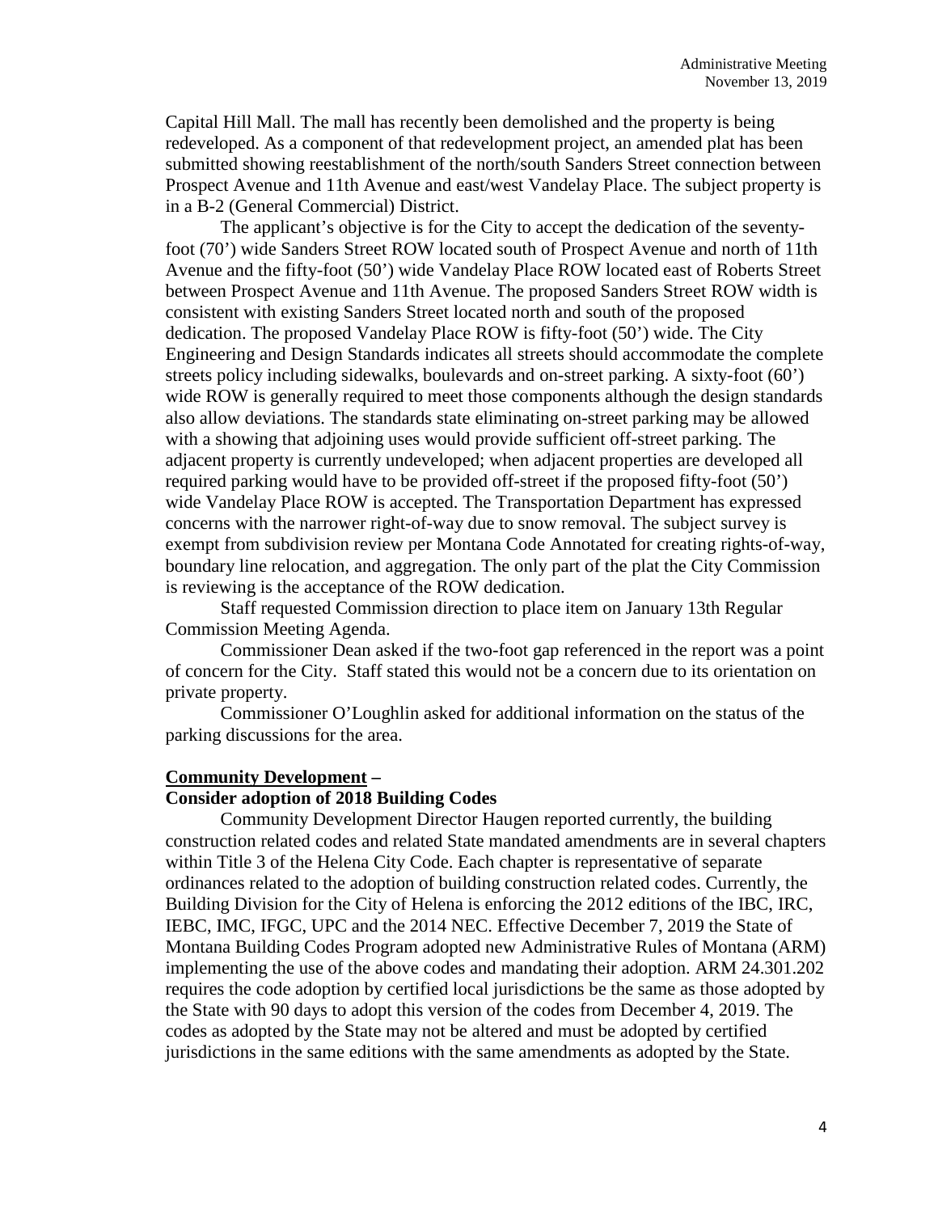Capital Hill Mall. The mall has recently been demolished and the property is being redeveloped. As a component of that redevelopment project, an amended plat has been submitted showing reestablishment of the north/south Sanders Street connection between Prospect Avenue and 11th Avenue and east/west Vandelay Place. The subject property is in a B-2 (General Commercial) District.

The applicant's objective is for the City to accept the dedication of the seventy-foot (70') wide Sanders Street ROW located south of Prospect Avenue and north of 11th Avenue and the fifty-foot (50') wide Vandelay Place ROW located east of Roberts Street between Prospect Avenue and 11th Avenue. The proposed Sanders Street ROW width is consistent with existing Sanders Street located north and south of the proposed dedication. The proposed Vandelay Place ROW is fifty-foot (50') wide. The City Engineering and Design Standards indicates all streets should accommodate the complete streets policy including sidewalks, boulevards and on-street parking. A sixty-foot (60') wide ROW is generally required to meet those components although the design standards also allow deviations. The standards state eliminating on-street parking may be allowed with a showing that adjoining uses would provide sufficient off-street parking. The adjacent property is currently undeveloped; when adjacent properties are developed all required parking would have to be provided off-street if the proposed fifty-foot (50') wide Vandelay Place ROW is accepted. The Transportation Department has expressed concerns with the narrower right-of-way due to snow removal. The subject survey is exempt from subdivision review per Montana Code Annotated for creating rights-of-way, boundary line relocation, and aggregation. The only part of the plat the City Commission is reviewing is the acceptance of the ROW dedication.

Staff requested Commission direction to place item on January 13th Regular Commission Meeting Agenda.

Commissioner Dean asked if the two-foot gap referenced in the report was a point of concern for the City. Staff stated this would not be a concern due to its orientation on private property.

Commissioner O'Loughlin asked for additional information on the status of the parking discussions for the area.

**Community Development –**
**Consider adoption of 2018 Building Codes**

Community Development Director Haugen reported currently, the building construction related codes and related State mandated amendments are in several chapters within Title 3 of the Helena City Code. Each chapter is representative of separate ordinances related to the adoption of building construction related codes. Currently, the Building Division for the City of Helena is enforcing the 2012 editions of the IBC, IRC, IEBC, IMC, IFGC, UPC and the 2014 NEC. Effective December 7, 2019 the State of Montana Building Codes Program adopted new Administrative Rules of Montana (ARM) implementing the use of the above codes and mandating their adoption. ARM 24.301.202 requires the code adoption by certified local jurisdictions be the same as those adopted by the State with 90 days to adopt this version of the codes from December 4, 2019. The codes as adopted by the State may not be altered and must be adopted by certified jurisdictions in the same editions with the same amendments as adopted by the State.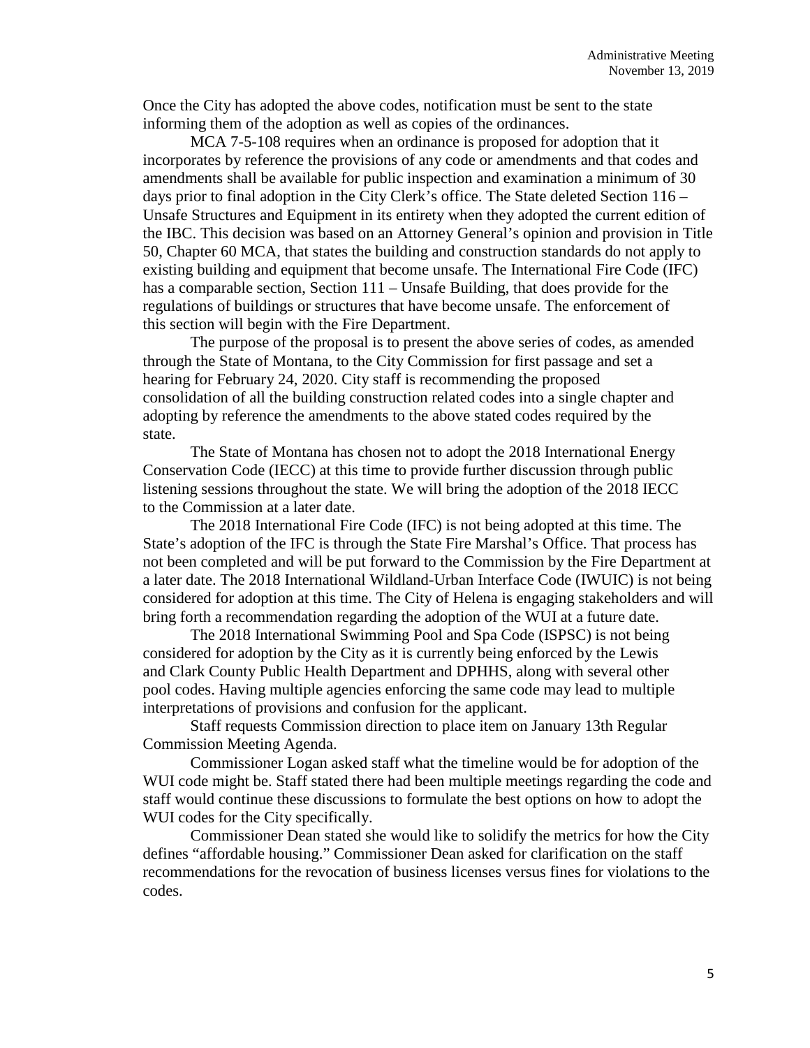Once the City has adopted the above codes, notification must be sent to the state informing them of the adoption as well as copies of the ordinances.

MCA 7-5-108 requires when an ordinance is proposed for adoption that it incorporates by reference the provisions of any code or amendments and that codes and amendments shall be available for public inspection and examination a minimum of 30 days prior to final adoption in the City Clerk's office. The State deleted Section 116 – Unsafe Structures and Equipment in its entirety when they adopted the current edition of the IBC. This decision was based on an Attorney General's opinion and provision in Title 50, Chapter 60 MCA, that states the building and construction standards do not apply to existing building and equipment that become unsafe. The International Fire Code (IFC) has a comparable section, Section 111 – Unsafe Building, that does provide for the regulations of buildings or structures that have become unsafe. The enforcement of this section will begin with the Fire Department.

The purpose of the proposal is to present the above series of codes, as amended through the State of Montana, to the City Commission for first passage and set a hearing for February 24, 2020. City staff is recommending the proposed consolidation of all the building construction related codes into a single chapter and adopting by reference the amendments to the above stated codes required by the state.

The State of Montana has chosen not to adopt the 2018 International Energy Conservation Code (IECC) at this time to provide further discussion through public listening sessions throughout the state. We will bring the adoption of the 2018 IECC to the Commission at a later date.

The 2018 International Fire Code (IFC) is not being adopted at this time. The State's adoption of the IFC is through the State Fire Marshal's Office. That process has not been completed and will be put forward to the Commission by the Fire Department at a later date. The 2018 International Wildland-Urban Interface Code (IWUIC) is not being considered for adoption at this time. The City of Helena is engaging stakeholders and will bring forth a recommendation regarding the adoption of the WUI at a future date.

The 2018 International Swimming Pool and Spa Code (ISPSC) is not being considered for adoption by the City as it is currently being enforced by the Lewis and Clark County Public Health Department and DPHHS, along with several other pool codes. Having multiple agencies enforcing the same code may lead to multiple interpretations of provisions and confusion for the applicant.

Staff requests Commission direction to place item on January 13th Regular Commission Meeting Agenda.

Commissioner Logan asked staff what the timeline would be for adoption of the WUI code might be. Staff stated there had been multiple meetings regarding the code and staff would continue these discussions to formulate the best options on how to adopt the WUI codes for the City specifically.

Commissioner Dean stated she would like to solidify the metrics for how the City defines "affordable housing." Commissioner Dean asked for clarification on the staff recommendations for the revocation of business licenses versus fines for violations to the codes.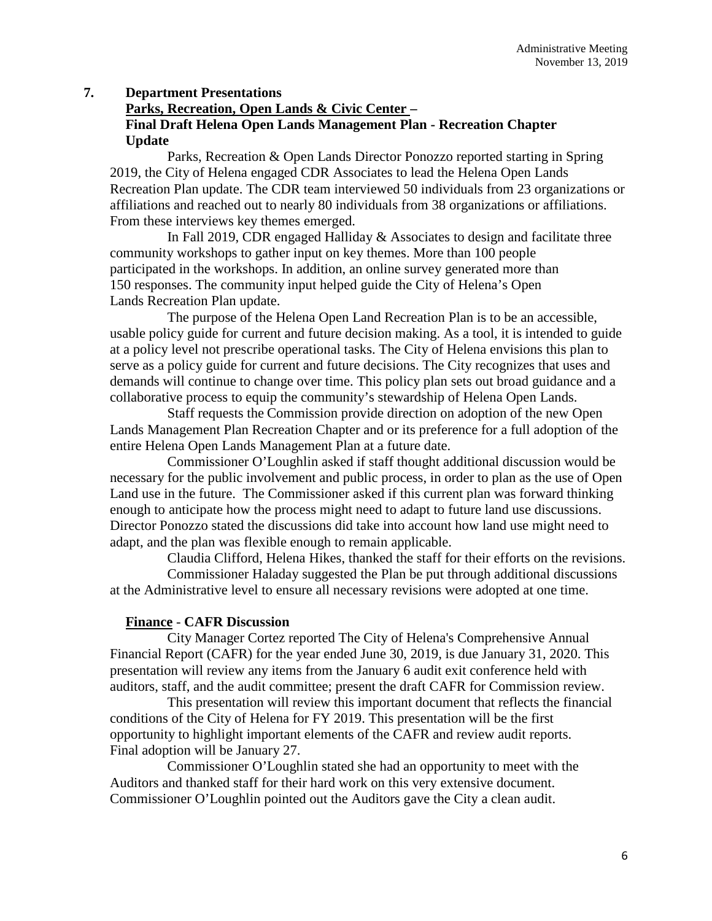## 7. Department Presentations

**<u>Parks, Recreation, Open Lands & Civic Center</u> –**
**Final Draft Helena Open Lands Management Plan - Recreation Chapter Update**

Parks, Recreation & Open Lands Director Ponozzo reported starting in Spring 2019, the City of Helena engaged CDR Associates to lead the Helena Open Lands Recreation Plan update. The CDR team interviewed 50 individuals from 23 organizations or affiliations and reached out to nearly 80 individuals from 38 organizations or affiliations. From these interviews key themes emerged.

In Fall 2019, CDR engaged Halliday & Associates to design and facilitate three community workshops to gather input on key themes. More than 100 people participated in the workshops. In addition, an online survey generated more than 150 responses. The community input helped guide the City of Helena's Open Lands Recreation Plan update.

The purpose of the Helena Open Land Recreation Plan is to be an accessible, usable policy guide for current and future decision making. As a tool, it is intended to guide at a policy level not prescribe operational tasks. The City of Helena envisions this plan to serve as a policy guide for current and future decisions. The City recognizes that uses and demands will continue to change over time. This policy plan sets out broad guidance and a collaborative process to equip the community's stewardship of Helena Open Lands.

Staff requests the Commission provide direction on adoption of the new Open Lands Management Plan Recreation Chapter and or its preference for a full adoption of the entire Helena Open Lands Management Plan at a future date.

Commissioner O'Loughlin asked if staff thought additional discussion would be necessary for the public involvement and public process, in order to plan as the use of Open Land use in the future. The Commissioner asked if this current plan was forward thinking enough to anticipate how the process might need to adapt to future land use discussions. Director Ponozzo stated the discussions did take into account how land use might need to adapt, and the plan was flexible enough to remain applicable.

Claudia Clifford, Helena Hikes, thanked the staff for their efforts on the revisions.

Commissioner Haladay suggested the Plan be put through additional discussions at the Administrative level to ensure all necessary revisions were adopted at one time.

**<u>Finance</u> - CAFR Discussion**

City Manager Cortez reported The City of Helena's Comprehensive Annual Financial Report (CAFR) for the year ended June 30, 2019, is due January 31, 2020. This presentation will review any items from the January 6 audit exit conference held with auditors, staff, and the audit committee; present the draft CAFR for Commission review.

This presentation will review this important document that reflects the financial conditions of the City of Helena for FY 2019. This presentation will be the first opportunity to highlight important elements of the CAFR and review audit reports. Final adoption will be January 27.

Commissioner O'Loughlin stated she had an opportunity to meet with the Auditors and thanked staff for their hard work on this very extensive document. Commissioner O'Loughlin pointed out the Auditors gave the City a clean audit.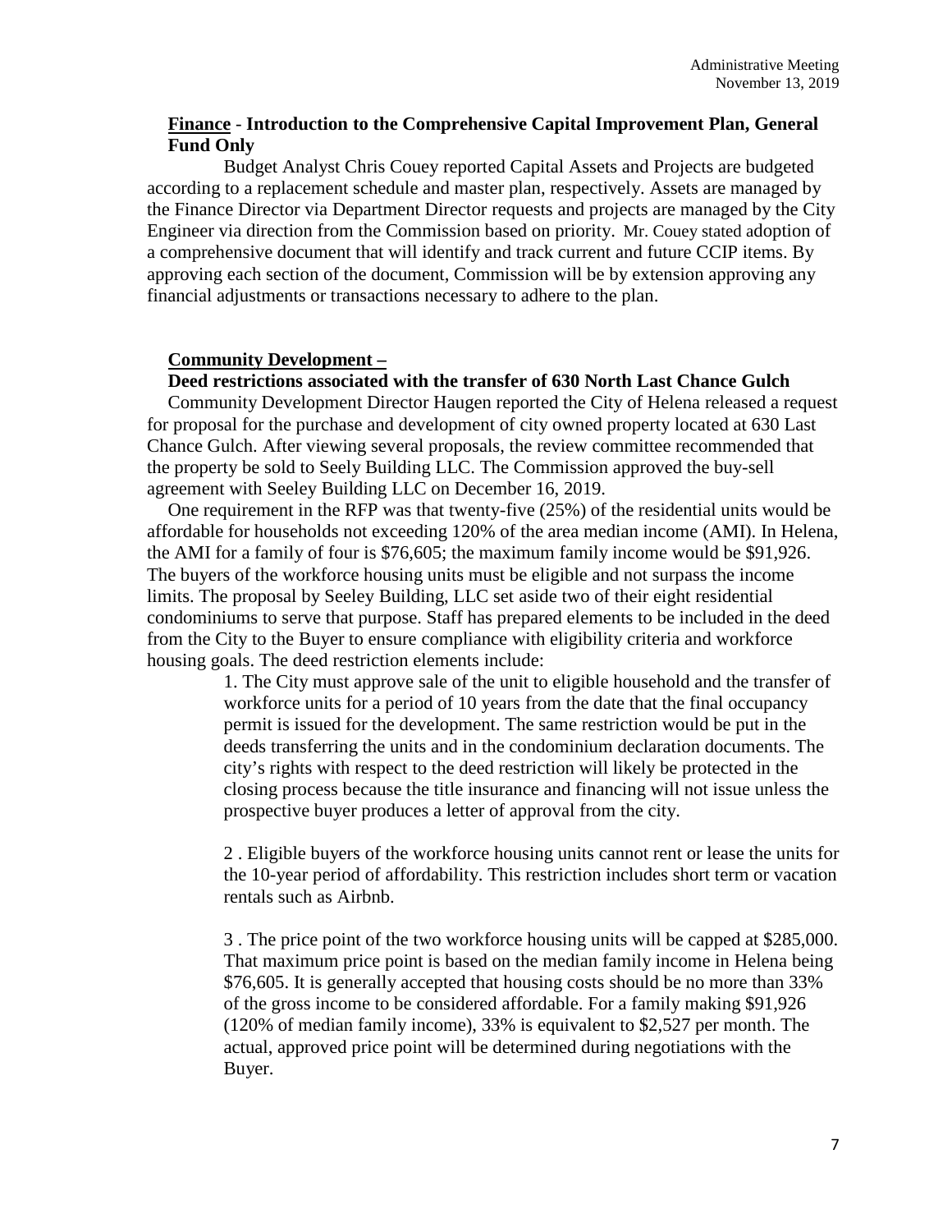**Finance - Introduction to the Comprehensive Capital Improvement Plan, General Fund Only**

Budget Analyst Chris Couey reported Capital Assets and Projects are budgeted according to a replacement schedule and master plan, respectively. Assets are managed by the Finance Director via Department Director requests and projects are managed by the City Engineer via direction from the Commission based on priority. Mr. Couey stated adoption of a comprehensive document that will identify and track current and future CCIP items. By approving each section of the document, Commission will be by extension approving any financial adjustments or transactions necessary to adhere to the plan.

**Community Development –**

**Deed restrictions associated with the transfer of 630 North Last Chance Gulch**

Community Development Director Haugen reported the City of Helena released a request for proposal for the purchase and development of city owned property located at 630 Last Chance Gulch. After viewing several proposals, the review committee recommended that the property be sold to Seely Building LLC. The Commission approved the buy-sell agreement with Seeley Building LLC on December 16, 2019.

One requirement in the RFP was that twenty-five (25%) of the residential units would be affordable for households not exceeding 120% of the area median income (AMI). In Helena, the AMI for a family of four is $76,605; the maximum family income would be $91,926. The buyers of the workforce housing units must be eligible and not surpass the income limits. The proposal by Seeley Building, LLC set aside two of their eight residential condominiums to serve that purpose. Staff has prepared elements to be included in the deed from the City to the Buyer to ensure compliance with eligibility criteria and workforce housing goals. The deed restriction elements include:

1. The City must approve sale of the unit to eligible household and the transfer of workforce units for a period of 10 years from the date that the final occupancy permit is issued for the development. The same restriction would be put in the deeds transferring the units and in the condominium declaration documents. The city's rights with respect to the deed restriction will likely be protected in the closing process because the title insurance and financing will not issue unless the prospective buyer produces a letter of approval from the city.

2 . Eligible buyers of the workforce housing units cannot rent or lease the units for the 10-year period of affordability. This restriction includes short term or vacation rentals such as Airbnb.

3 . The price point of the two workforce housing units will be capped at $285,000. That maximum price point is based on the median family income in Helena being $76,605. It is generally accepted that housing costs should be no more than 33% of the gross income to be considered affordable. For a family making $91,926 (120% of median family income), 33% is equivalent to $2,527 per month. The actual, approved price point will be determined during negotiations with the Buyer.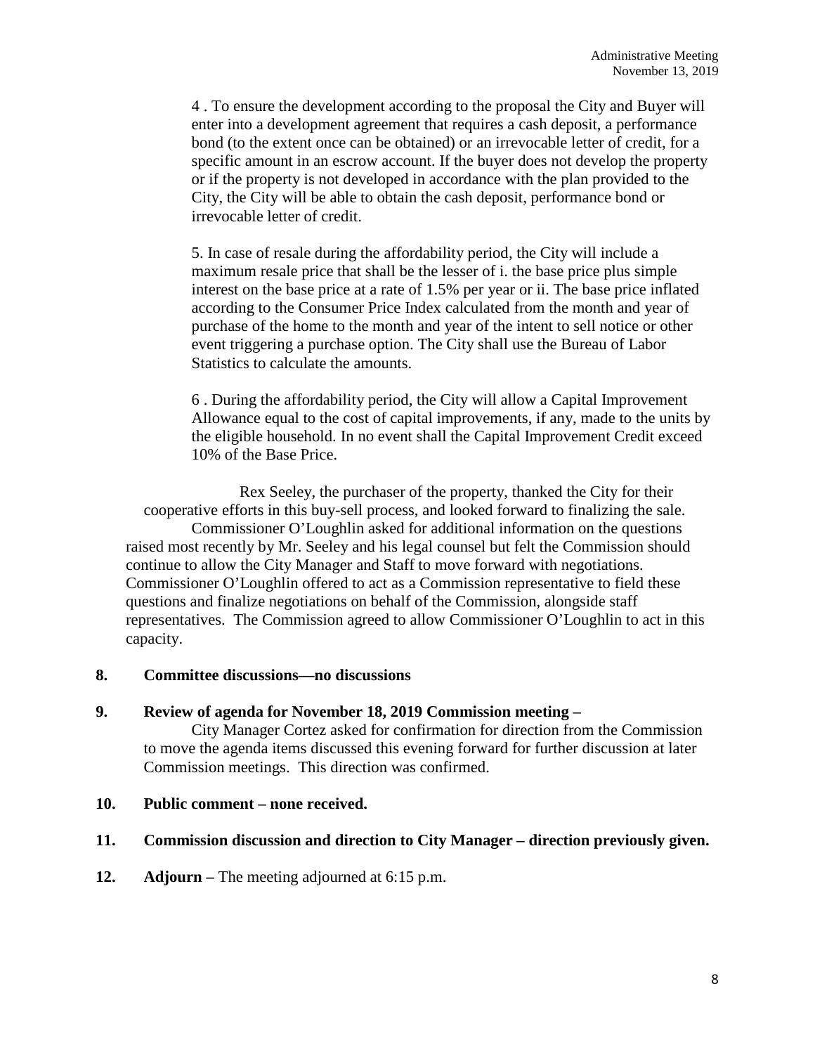4 . To ensure the development according to the proposal the City and Buyer will enter into a development agreement that requires a cash deposit, a performance bond (to the extent once can be obtained) or an irrevocable letter of credit, for a specific amount in an escrow account. If the buyer does not develop the property or if the property is not developed in accordance with the plan provided to the City, the City will be able to obtain the cash deposit, performance bond or irrevocable letter of credit.

5. In case of resale during the affordability period, the City will include a maximum resale price that shall be the lesser of i. the base price plus simple interest on the base price at a rate of 1.5% per year or ii. The base price inflated according to the Consumer Price Index calculated from the month and year of purchase of the home to the month and year of the intent to sell notice or other event triggering a purchase option. The City shall use the Bureau of Labor Statistics to calculate the amounts.

6 . During the affordability period, the City will allow a Capital Improvement Allowance equal to the cost of capital improvements, if any, made to the units by the eligible household. In no event shall the Capital Improvement Credit exceed 10% of the Base Price.

Rex Seeley, the purchaser of the property, thanked the City for their cooperative efforts in this buy-sell process, and looked forward to finalizing the sale.

Commissioner O'Loughlin asked for additional information on the questions raised most recently by Mr. Seeley and his legal counsel but felt the Commission should continue to allow the City Manager and Staff to move forward with negotiations. Commissioner O'Loughlin offered to act as a Commission representative to field these questions and finalize negotiations on behalf of the Commission, alongside staff representatives. The Commission agreed to allow Commissioner O'Loughlin to act in this capacity.

**8. Committee discussions—no discussions**

**9. Review of agenda for November 18, 2019 Commission meeting –**

City Manager Cortez asked for confirmation for direction from the Commission to move the agenda items discussed this evening forward for further discussion at later Commission meetings. This direction was confirmed.

**10. Public comment – none received.**

**11. Commission discussion and direction to City Manager – direction previously given.**

**12. Adjourn –** The meeting adjourned at 6:15 p.m.